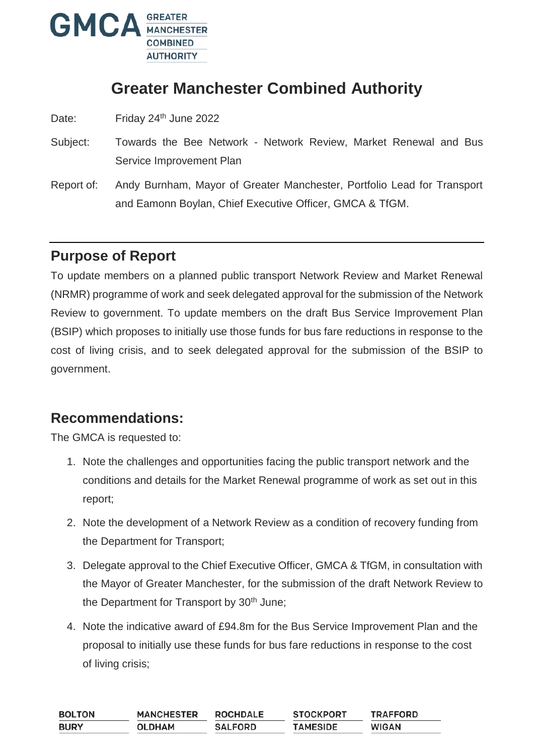# Greater Manchester Combined Authority

Date: Friday 24th June 2022

Subject: Towards the Bee Network - Network Review, Market Renewal and Bus Service Improvement Plan

Report of: Andy Burnham, Mayor of Greater Manchester, Portfolio Lead for Transport and Eamonn Boylan, Chief Executive Officer, GMCA & TfGM.

## Purpose of Report

To update members on a planned public transport Network Review and Market Renewal (NRMR) programme of work and seek delegated approval for the submission of the Network Review to government. To update members on the draft Bus Service Improvement Plan (BSIP) which proposes to initially use those funds for bus fare reductions in response to the cost of living crisis, and to seek delegated approval for the submission of the BSIP to government.

## Recommendations:

The GMCA is requested to:

1. Note the challenges and opportunities facing the public transport network and the conditions and details for the Market Renewal programme of work as set out in this report;
2. Note the development of a Network Review as a condition of recovery funding from the Department for Transport;
3. Delegate approval to the Chief Executive Officer, GMCA & TfGM, in consultation with the Mayor of Greater Manchester, for the submission of the draft Network Review to the Department for Transport by 30th June;
4. Note the indicative award of £94.8m for the Bus Service Improvement Plan and the proposal to initially use these funds for bus fare reductions in response to the cost of living crisis;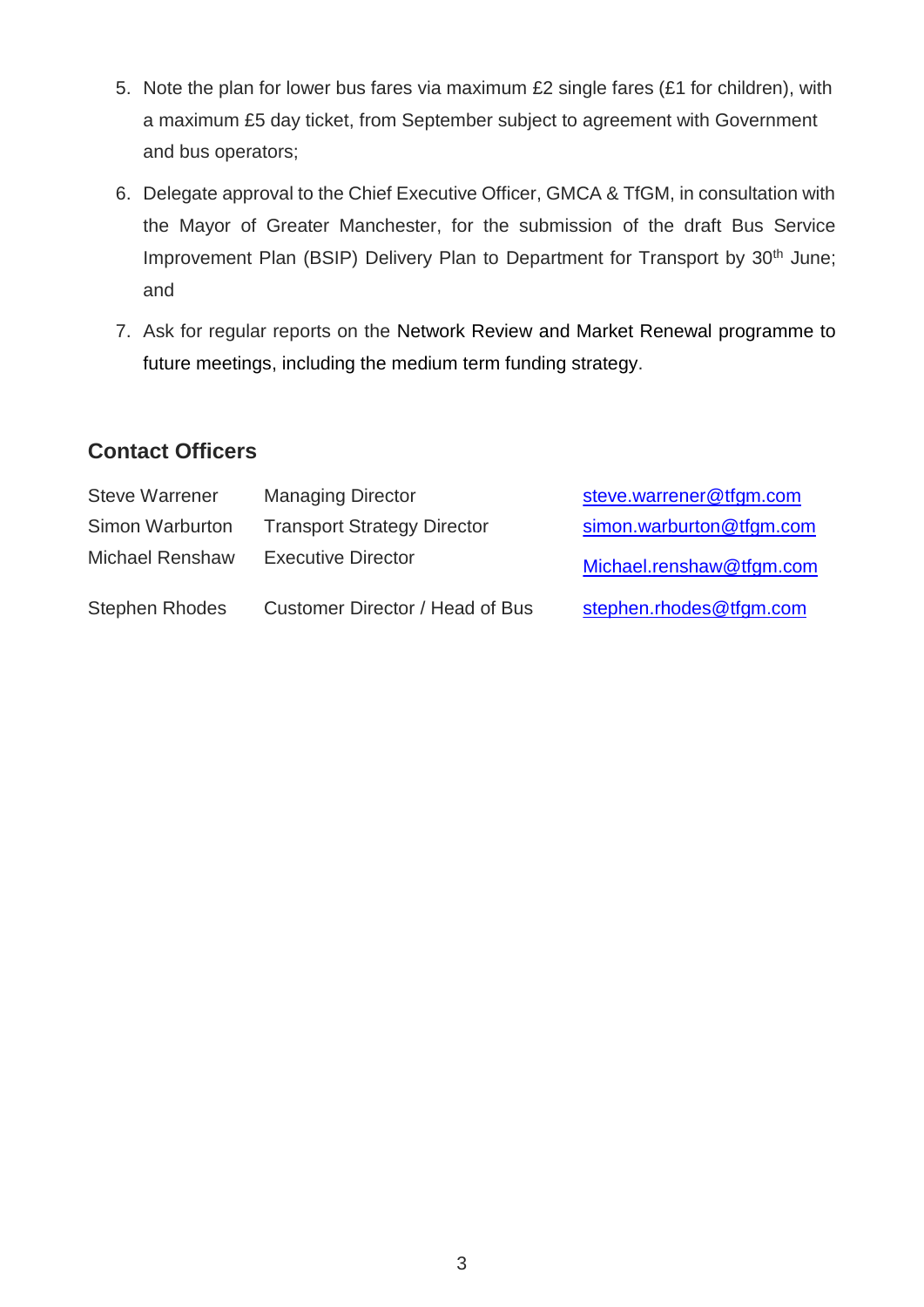5. Note the plan for lower bus fares via maximum £2 single fares (£1 for children), with a maximum £5 day ticket, from September subject to agreement with Government and bus operators;
6. Delegate approval to the Chief Executive Officer, GMCA & TfGM, in consultation with the Mayor of Greater Manchester, for the submission of the draft Bus Service Improvement Plan (BSIP) Delivery Plan to Department for Transport by 30th June; and
7. Ask for regular reports on the Network Review and Market Renewal programme to future meetings, including the medium term funding strategy.

## Contact Officers

| | | |
|---|---|---|
| Steve Warrener | Managing Director | steve.warrener@tfgm.com |
| Simon Warburton | Transport Strategy Director | simon.warburton@tfgm.com |
| Michael Renshaw | Executive Director | Michael.renshaw@tfgm.com |
| Stephen Rhodes | Customer Director / Head of Bus | stephen.rhodes@tfgm.com |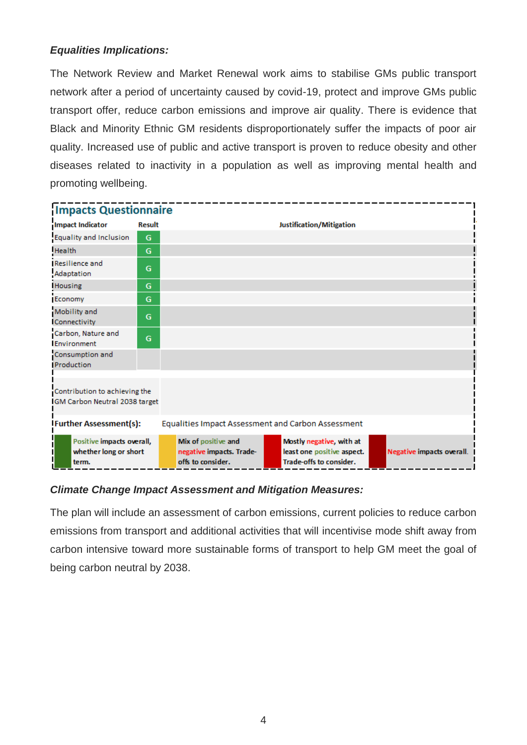***Equalities Implications:***

The Network Review and Market Renewal work aims to stabilise GMs public transport network after a period of uncertainty caused by covid-19, protect and improve GMs public transport offer, reduce carbon emissions and improve air quality. There is evidence that Black and Minority Ethnic GM residents disproportionately suffer the impacts of poor air quality. Increased use of public and active transport is proven to reduce obesity and other diseases related to inactivity in a population as well as improving mental health and promoting wellbeing.

**Impacts Questionnaire**

| Impact Indicator | Result | Justification/Mitigation |
|---|---|---|
| Equality and Inclusion | G | |
| Health | G | |
| Resilience and Adaptation | G | |
| Housing | G | |
| Economy | G | |
| Mobility and Connectivity | G | |
| Carbon, Nature and Environment | G | |
| Consumption and Production | | |
| Contribution to achieving the GM Carbon Neutral 2038 target | | |
| **Further Assessment(s):** | Equalities Impact Assessment and Carbon Assessment | |

| Key | Description |
|---|---|
| Green | Positive impacts overall, whether long or short term. |
| Amber | Mix of positive and negative impacts. Trade-offs to consider. |
| Red | Mostly negative, with at least one positive aspect. Trade-offs to consider. |
| Dark red | Negative impacts overall. |

***Climate Change Impact Assessment and Mitigation Measures:***

The plan will include an assessment of carbon emissions, current policies to reduce carbon emissions from transport and additional activities that will incentivise mode shift away from carbon intensive toward more sustainable forms of transport to help GM meet the goal of being carbon neutral by 2038.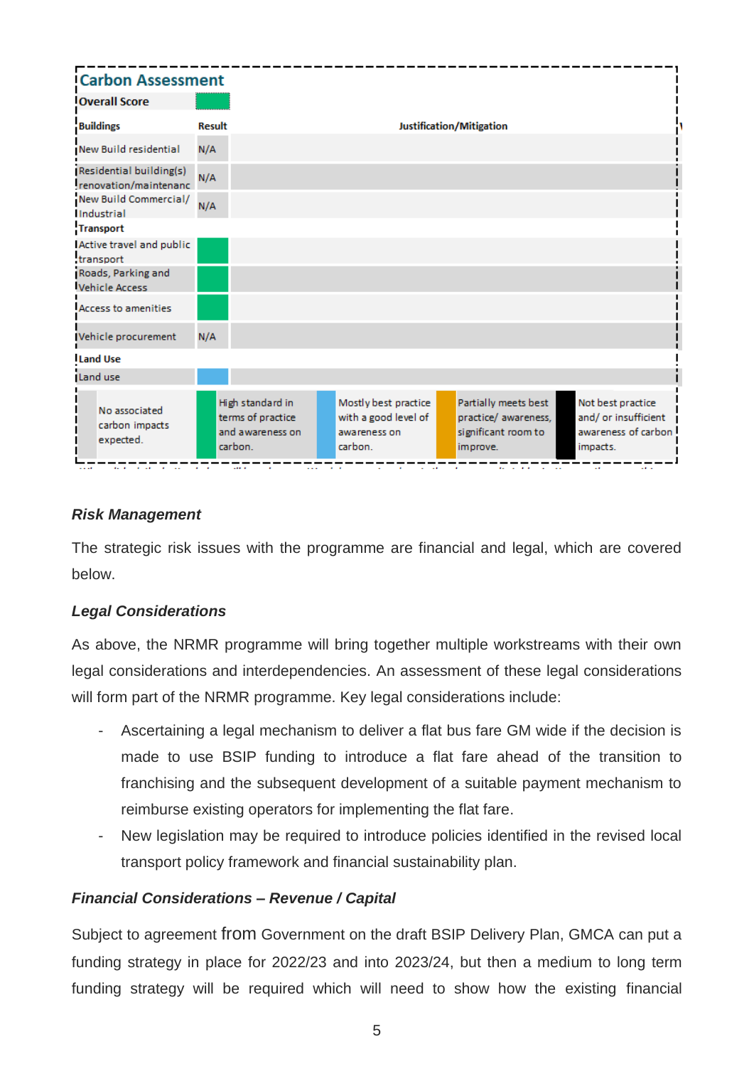## Carbon Assessment

| Overall Score | | |
|---|---|---|
| **Buildings** | **Result** | **Justification/Mitigation** |
| New Build residential | N/A | |
| Residential building(s) renovation/maintenanc | N/A | |
| New Build Commercial/ Industrial | N/A | |
| **Transport** | | |
| Active travel and public transport | | |
| Roads, Parking and Vehicle Access | | |
| Access to amenities | | |
| Vehicle procurement | N/A | |
| **Land Use** | | |
| Land use | | |

| No associated carbon impacts expected. | High standard in terms of practice and awareness on carbon. | Mostly best practice with a good level of awareness on carbon. | Partially meets best practice/ awareness, significant room to improve. | Not best practice and/ or insufficient awareness of carbon impacts. |
|---|---|---|---|---|

### *Risk Management*

The strategic risk issues with the programme are financial and legal, which are covered below.

### *Legal Considerations*

As above, the NRMR programme will bring together multiple workstreams with their own legal considerations and interdependencies. An assessment of these legal considerations will form part of the NRMR programme. Key legal considerations include:

- Ascertaining a legal mechanism to deliver a flat bus fare GM wide if the decision is made to use BSIP funding to introduce a flat fare ahead of the transition to franchising and the subsequent development of a suitable payment mechanism to reimburse existing operators for implementing the flat fare.
- New legislation may be required to introduce policies identified in the revised local transport policy framework and financial sustainability plan.

### *Financial Considerations – Revenue / Capital*

Subject to agreement from Government on the draft BSIP Delivery Plan, GMCA can put a funding strategy in place for 2022/23 and into 2023/24, but then a medium to long term funding strategy will be required which will need to show how the existing financial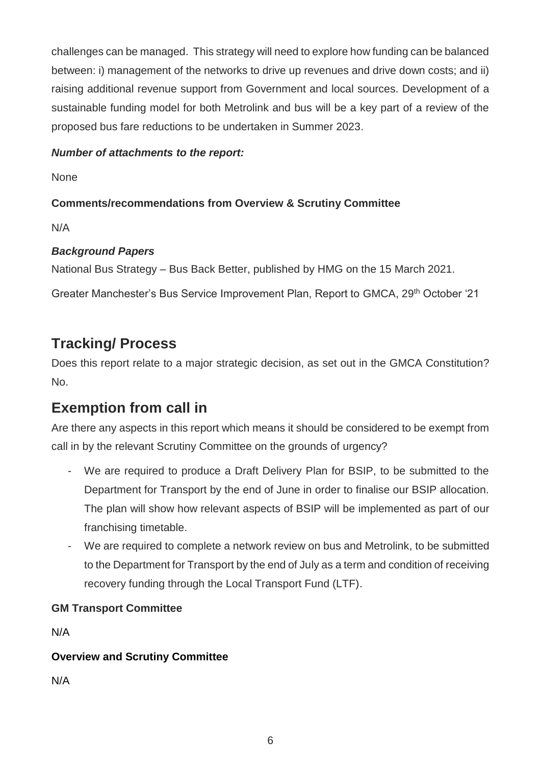challenges can be managed. This strategy will need to explore how funding can be balanced between: i) management of the networks to drive up revenues and drive down costs; and ii) raising additional revenue support from Government and local sources. Development of a sustainable funding model for both Metrolink and bus will be a key part of a review of the proposed bus fare reductions to be undertaken in Summer 2023.

***Number of attachments to the report:***

None

**Comments/recommendations from Overview & Scrutiny Committee**

N/A

***Background Papers***

National Bus Strategy – Bus Back Better, published by HMG on the 15 March 2021.

Greater Manchester's Bus Service Improvement Plan, Report to GMCA, 29th October '21

## Tracking/ Process

Does this report relate to a major strategic decision, as set out in the GMCA Constitution? No.

## Exemption from call in

Are there any aspects in this report which means it should be considered to be exempt from call in by the relevant Scrutiny Committee on the grounds of urgency?

- We are required to produce a Draft Delivery Plan for BSIP, to be submitted to the Department for Transport by the end of June in order to finalise our BSIP allocation. The plan will show how relevant aspects of BSIP will be implemented as part of our franchising timetable.
- We are required to complete a network review on bus and Metrolink, to be submitted to the Department for Transport by the end of July as a term and condition of receiving recovery funding through the Local Transport Fund (LTF).

**GM Transport Committee**

N/A

**Overview and Scrutiny Committee**

N/A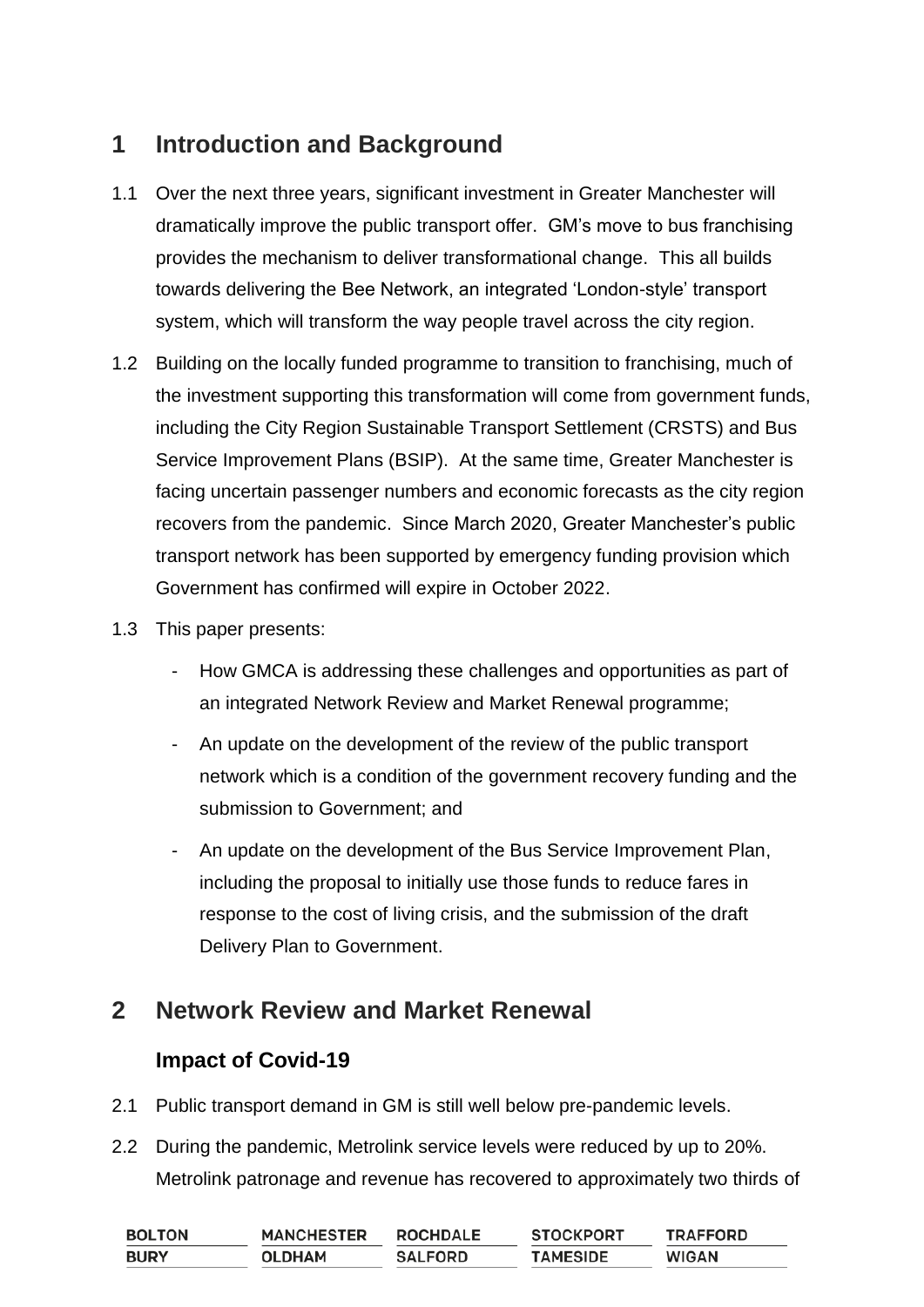# 1 Introduction and Background

1.1 Over the next three years, significant investment in Greater Manchester will dramatically improve the public transport offer. GM's move to bus franchising provides the mechanism to deliver transformational change. This all builds towards delivering the Bee Network, an integrated 'London-style' transport system, which will transform the way people travel across the city region.

1.2 Building on the locally funded programme to transition to franchising, much of the investment supporting this transformation will come from government funds, including the City Region Sustainable Transport Settlement (CRSTS) and Bus Service Improvement Plans (BSIP). At the same time, Greater Manchester is facing uncertain passenger numbers and economic forecasts as the city region recovers from the pandemic. Since March 2020, Greater Manchester's public transport network has been supported by emergency funding provision which Government has confirmed will expire in October 2022.

1.3 This paper presents:

- How GMCA is addressing these challenges and opportunities as part of an integrated Network Review and Market Renewal programme;
- An update on the development of the review of the public transport network which is a condition of the government recovery funding and the submission to Government; and
- An update on the development of the Bus Service Improvement Plan, including the proposal to initially use those funds to reduce fares in response to the cost of living crisis, and the submission of the draft Delivery Plan to Government.

# 2 Network Review and Market Renewal

## Impact of Covid-19

2.1 Public transport demand in GM is still well below pre-pandemic levels.

2.2 During the pandemic, Metrolink service levels were reduced by up to 20%. Metrolink patronage and revenue has recovered to approximately two thirds of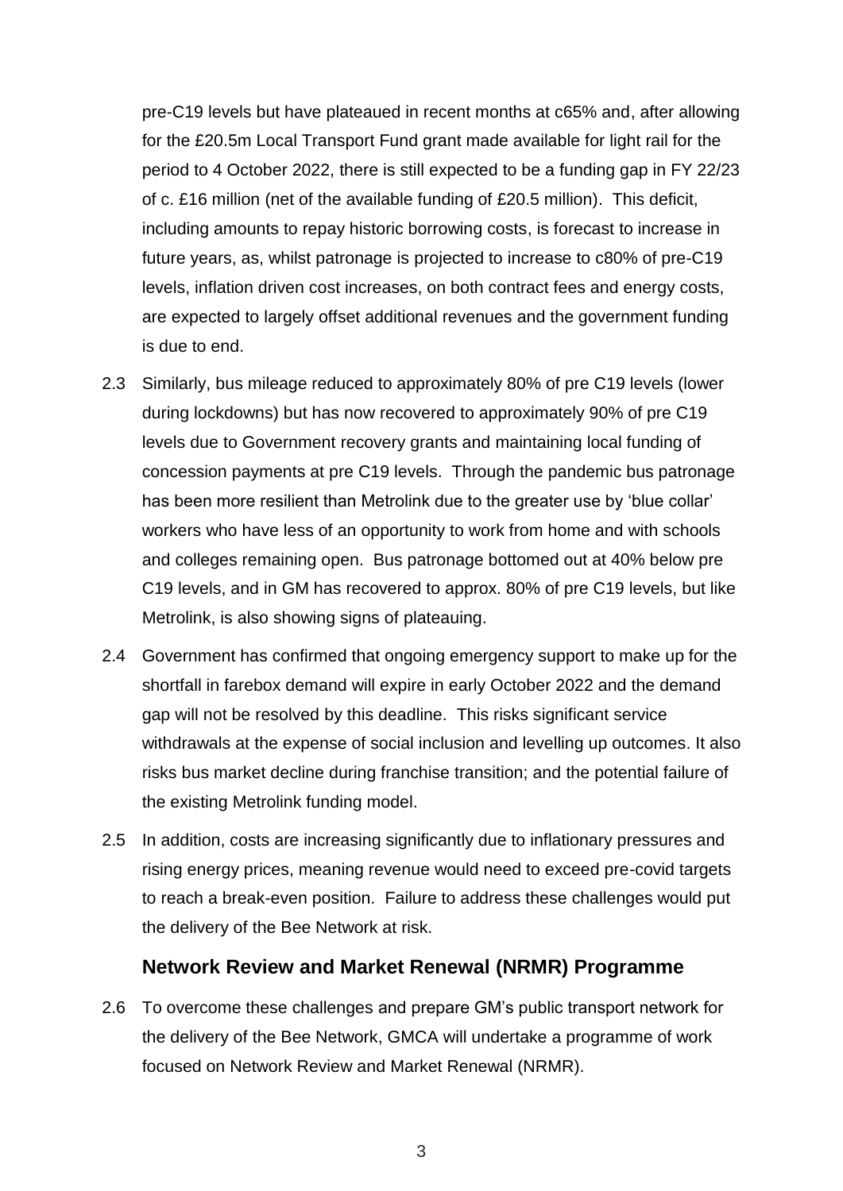pre-C19 levels but have plateaued in recent months at c65% and, after allowing for the £20.5m Local Transport Fund grant made available for light rail for the period to 4 October 2022, there is still expected to be a funding gap in FY 22/23 of c. £16 million (net of the available funding of £20.5 million). This deficit, including amounts to repay historic borrowing costs, is forecast to increase in future years, as, whilst patronage is projected to increase to c80% of pre-C19 levels, inflation driven cost increases, on both contract fees and energy costs, are expected to largely offset additional revenues and the government funding is due to end.

2.3 Similarly, bus mileage reduced to approximately 80% of pre C19 levels (lower during lockdowns) but has now recovered to approximately 90% of pre C19 levels due to Government recovery grants and maintaining local funding of concession payments at pre C19 levels. Through the pandemic bus patronage has been more resilient than Metrolink due to the greater use by 'blue collar' workers who have less of an opportunity to work from home and with schools and colleges remaining open. Bus patronage bottomed out at 40% below pre C19 levels, and in GM has recovered to approx. 80% of pre C19 levels, but like Metrolink, is also showing signs of plateauing.

2.4 Government has confirmed that ongoing emergency support to make up for the shortfall in farebox demand will expire in early October 2022 and the demand gap will not be resolved by this deadline. This risks significant service withdrawals at the expense of social inclusion and levelling up outcomes. It also risks bus market decline during franchise transition; and the potential failure of the existing Metrolink funding model.

2.5 In addition, costs are increasing significantly due to inflationary pressures and rising energy prices, meaning revenue would need to exceed pre-covid targets to reach a break-even position. Failure to address these challenges would put the delivery of the Bee Network at risk.

## Network Review and Market Renewal (NRMR) Programme

2.6 To overcome these challenges and prepare GM's public transport network for the delivery of the Bee Network, GMCA will undertake a programme of work focused on Network Review and Market Renewal (NRMR).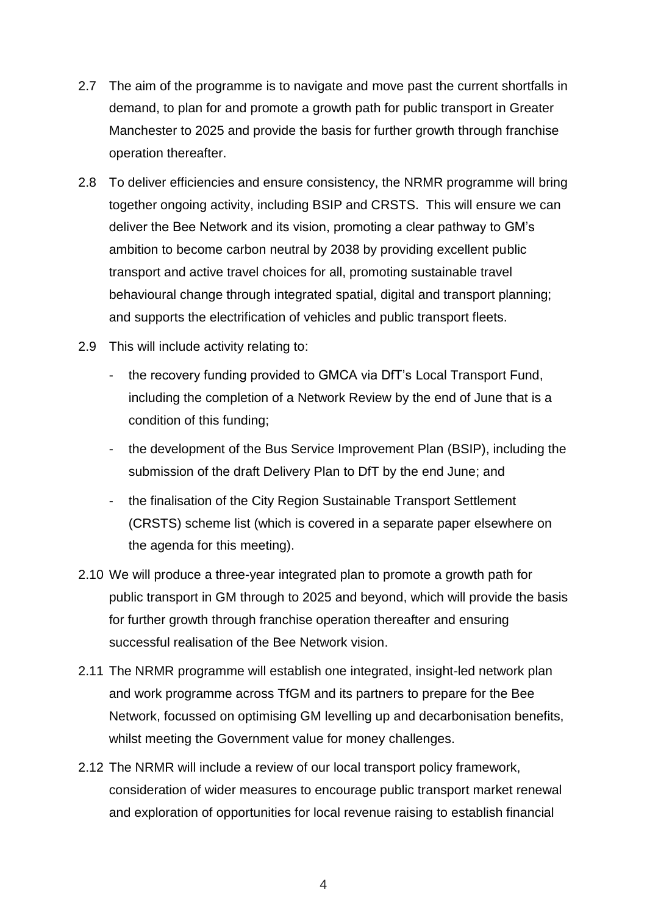2.7 The aim of the programme is to navigate and move past the current shortfalls in demand, to plan for and promote a growth path for public transport in Greater Manchester to 2025 and provide the basis for further growth through franchise operation thereafter.

2.8 To deliver efficiencies and ensure consistency, the NRMR programme will bring together ongoing activity, including BSIP and CRSTS. This will ensure we can deliver the Bee Network and its vision, promoting a clear pathway to GM's ambition to become carbon neutral by 2038 by providing excellent public transport and active travel choices for all, promoting sustainable travel behavioural change through integrated spatial, digital and transport planning; and supports the electrification of vehicles and public transport fleets.

2.9 This will include activity relating to:

- the recovery funding provided to GMCA via DfT's Local Transport Fund, including the completion of a Network Review by the end of June that is a condition of this funding;
- the development of the Bus Service Improvement Plan (BSIP), including the submission of the draft Delivery Plan to DfT by the end June; and
- the finalisation of the City Region Sustainable Transport Settlement (CRSTS) scheme list (which is covered in a separate paper elsewhere on the agenda for this meeting).

2.10 We will produce a three-year integrated plan to promote a growth path for public transport in GM through to 2025 and beyond, which will provide the basis for further growth through franchise operation thereafter and ensuring successful realisation of the Bee Network vision.

2.11 The NRMR programme will establish one integrated, insight-led network plan and work programme across TfGM and its partners to prepare for the Bee Network, focussed on optimising GM levelling up and decarbonisation benefits, whilst meeting the Government value for money challenges.

2.12 The NRMR will include a review of our local transport policy framework, consideration of wider measures to encourage public transport market renewal and exploration of opportunities for local revenue raising to establish financial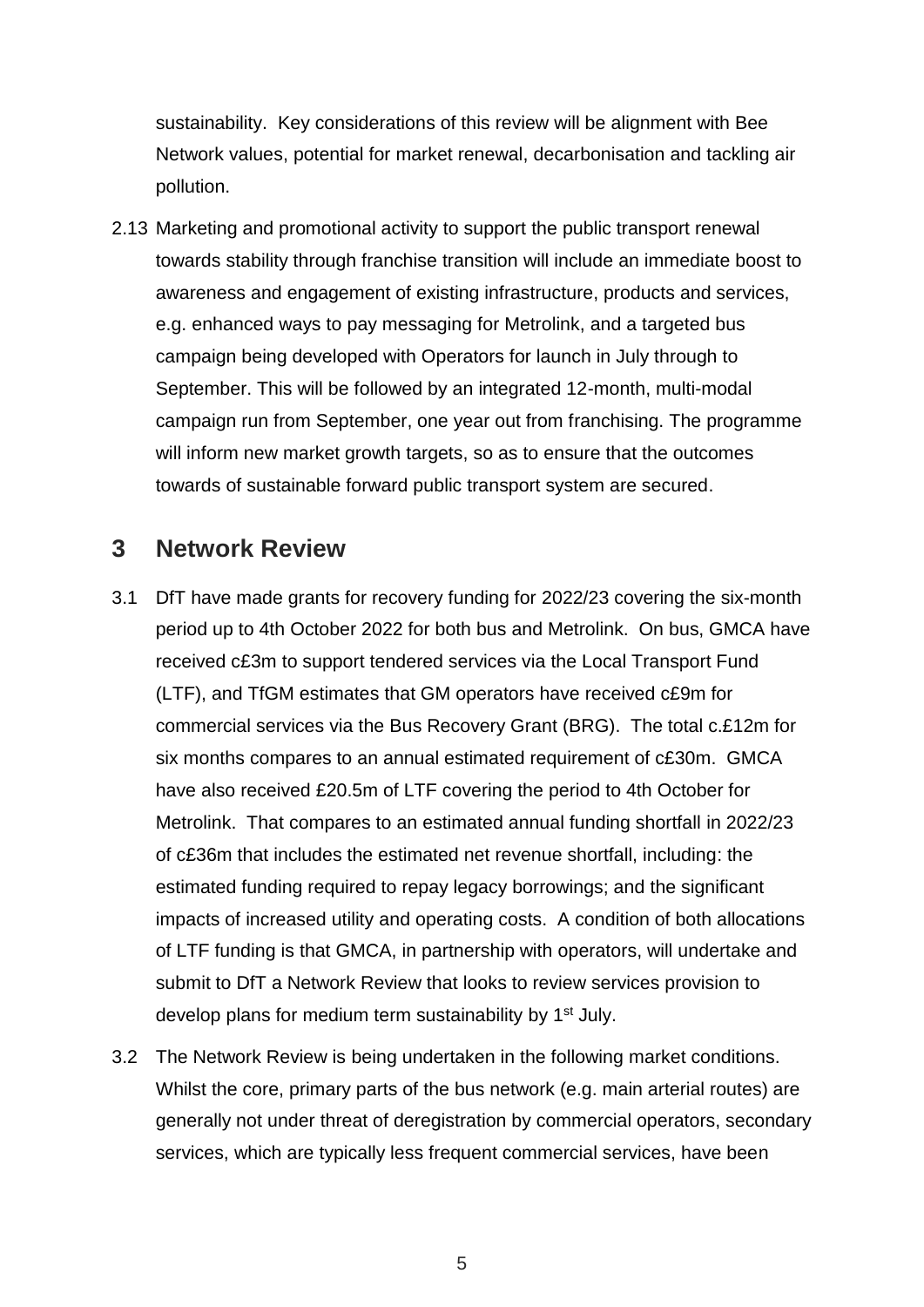sustainability. Key considerations of this review will be alignment with Bee Network values, potential for market renewal, decarbonisation and tackling air pollution.

2.13 Marketing and promotional activity to support the public transport renewal towards stability through franchise transition will include an immediate boost to awareness and engagement of existing infrastructure, products and services, e.g. enhanced ways to pay messaging for Metrolink, and a targeted bus campaign being developed with Operators for launch in July through to September. This will be followed by an integrated 12-month, multi-modal campaign run from September, one year out from franchising. The programme will inform new market growth targets, so as to ensure that the outcomes towards of sustainable forward public transport system are secured.

## 3 Network Review

3.1 DfT have made grants for recovery funding for 2022/23 covering the six-month period up to 4th October 2022 for both bus and Metrolink. On bus, GMCA have received c£3m to support tendered services via the Local Transport Fund (LTF), and TfGM estimates that GM operators have received c£9m for commercial services via the Bus Recovery Grant (BRG). The total c.£12m for six months compares to an annual estimated requirement of c£30m. GMCA have also received £20.5m of LTF covering the period to 4th October for Metrolink. That compares to an estimated annual funding shortfall in 2022/23 of c£36m that includes the estimated net revenue shortfall, including: the estimated funding required to repay legacy borrowings; and the significant impacts of increased utility and operating costs. A condition of both allocations of LTF funding is that GMCA, in partnership with operators, will undertake and submit to DfT a Network Review that looks to review services provision to develop plans for medium term sustainability by 1st July.

3.2 The Network Review is being undertaken in the following market conditions. Whilst the core, primary parts of the bus network (e.g. main arterial routes) are generally not under threat of deregistration by commercial operators, secondary services, which are typically less frequent commercial services, have been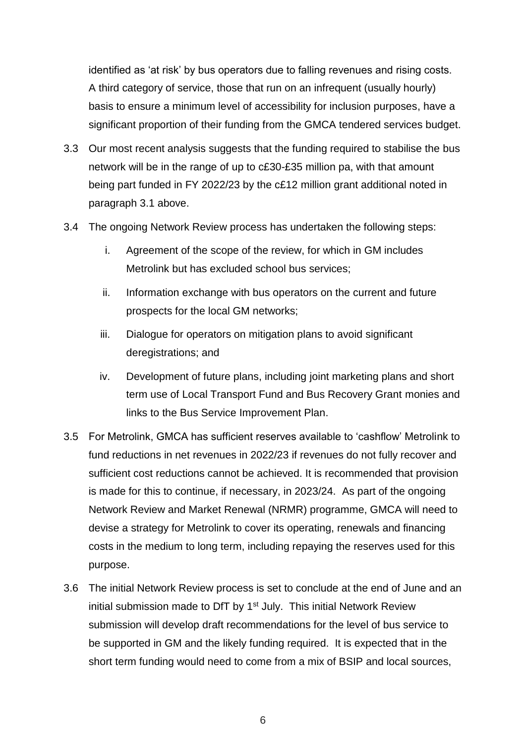identified as 'at risk' by bus operators due to falling revenues and rising costs. A third category of service, those that run on an infrequent (usually hourly) basis to ensure a minimum level of accessibility for inclusion purposes, have a significant proportion of their funding from the GMCA tendered services budget.

3.3 Our most recent analysis suggests that the funding required to stabilise the bus network will be in the range of up to c£30-£35 million pa, with that amount being part funded in FY 2022/23 by the c£12 million grant additional noted in paragraph 3.1 above.

3.4 The ongoing Network Review process has undertaken the following steps:

i. Agreement of the scope of the review, for which in GM includes Metrolink but has excluded school bus services;

ii. Information exchange with bus operators on the current and future prospects for the local GM networks;

iii. Dialogue for operators on mitigation plans to avoid significant deregistrations; and

iv. Development of future plans, including joint marketing plans and short term use of Local Transport Fund and Bus Recovery Grant monies and links to the Bus Service Improvement Plan.

3.5 For Metrolink, GMCA has sufficient reserves available to 'cashflow' Metrolink to fund reductions in net revenues in 2022/23 if revenues do not fully recover and sufficient cost reductions cannot be achieved. It is recommended that provision is made for this to continue, if necessary, in 2023/24. As part of the ongoing Network Review and Market Renewal (NRMR) programme, GMCA will need to devise a strategy for Metrolink to cover its operating, renewals and financing costs in the medium to long term, including repaying the reserves used for this purpose.

3.6 The initial Network Review process is set to conclude at the end of June and an initial submission made to DfT by 1st July. This initial Network Review submission will develop draft recommendations for the level of bus service to be supported in GM and the likely funding required. It is expected that in the short term funding would need to come from a mix of BSIP and local sources,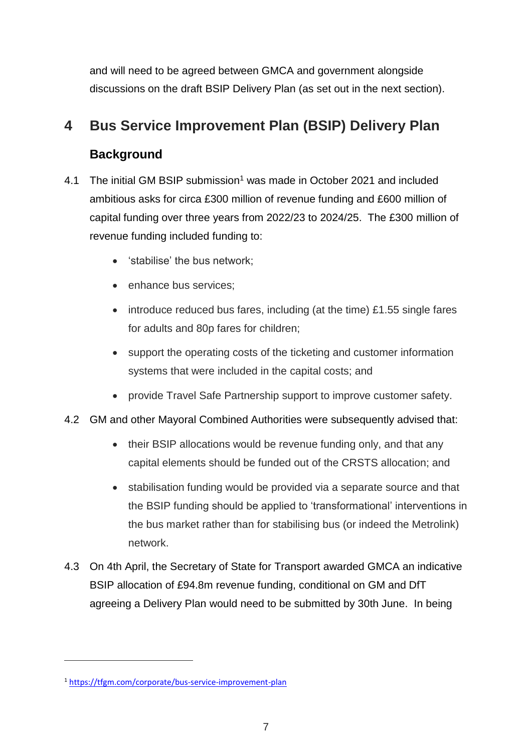and will need to be agreed between GMCA and government alongside discussions on the draft BSIP Delivery Plan (as set out in the next section).

# 4 Bus Service Improvement Plan (BSIP) Delivery Plan

## Background

4.1 The initial GM BSIP submission[1] was made in October 2021 and included ambitious asks for circa £300 million of revenue funding and £600 million of capital funding over three years from 2022/23 to 2024/25. The £300 million of revenue funding included funding to:

- 'stabilise' the bus network;
- enhance bus services;
- introduce reduced bus fares, including (at the time) £1.55 single fares for adults and 80p fares for children;
- support the operating costs of the ticketing and customer information systems that were included in the capital costs; and
- provide Travel Safe Partnership support to improve customer safety.

4.2 GM and other Mayoral Combined Authorities were subsequently advised that:

- their BSIP allocations would be revenue funding only, and that any capital elements should be funded out of the CRSTS allocation; and
- stabilisation funding would be provided via a separate source and that the BSIP funding should be applied to 'transformational' interventions in the bus market rather than for stabilising bus (or indeed the Metrolink) network.

4.3 On 4th April, the Secretary of State for Transport awarded GMCA an indicative BSIP allocation of £94.8m revenue funding, conditional on GM and DfT agreeing a Delivery Plan would need to be submitted by 30th June. In being

[1] https://tfgm.com/corporate/bus-service-improvement-plan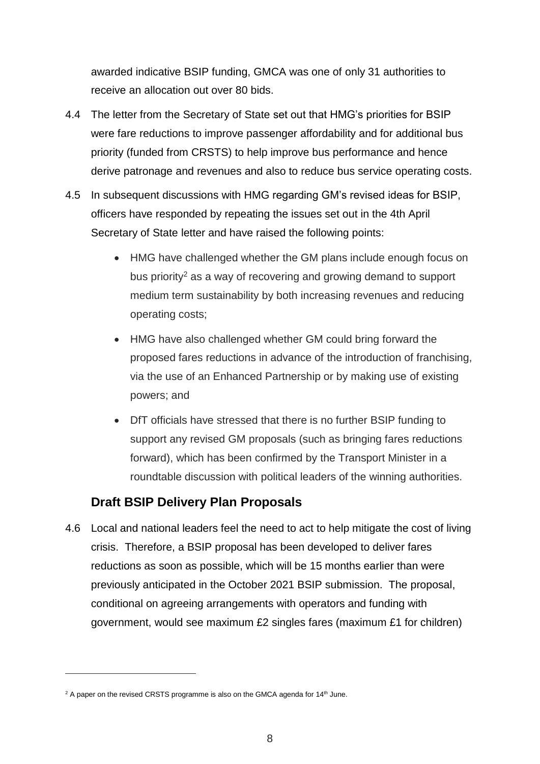awarded indicative BSIP funding, GMCA was one of only 31 authorities to receive an allocation out over 80 bids.

4.4 The letter from the Secretary of State set out that HMG's priorities for BSIP were fare reductions to improve passenger affordability and for additional bus priority (funded from CRSTS) to help improve bus performance and hence derive patronage and revenues and also to reduce bus service operating costs.

4.5 In subsequent discussions with HMG regarding GM's revised ideas for BSIP, officers have responded by repeating the issues set out in the 4th April Secretary of State letter and have raised the following points:

- HMG have challenged whether the GM plans include enough focus on bus priority[2] as a way of recovering and growing demand to support medium term sustainability by both increasing revenues and reducing operating costs;
- HMG have also challenged whether GM could bring forward the proposed fares reductions in advance of the introduction of franchising, via the use of an Enhanced Partnership or by making use of existing powers; and
- DfT officials have stressed that there is no further BSIP funding to support any revised GM proposals (such as bringing fares reductions forward), which has been confirmed by the Transport Minister in a roundtable discussion with political leaders of the winning authorities.

## Draft BSIP Delivery Plan Proposals

4.6 Local and national leaders feel the need to act to help mitigate the cost of living crisis. Therefore, a BSIP proposal has been developed to deliver fares reductions as soon as possible, which will be 15 months earlier than were previously anticipated in the October 2021 BSIP submission. The proposal, conditional on agreeing arrangements with operators and funding with government, would see maximum £2 singles fares (maximum £1 for children)

[2] A paper on the revised CRSTS programme is also on the GMCA agenda for 14th June.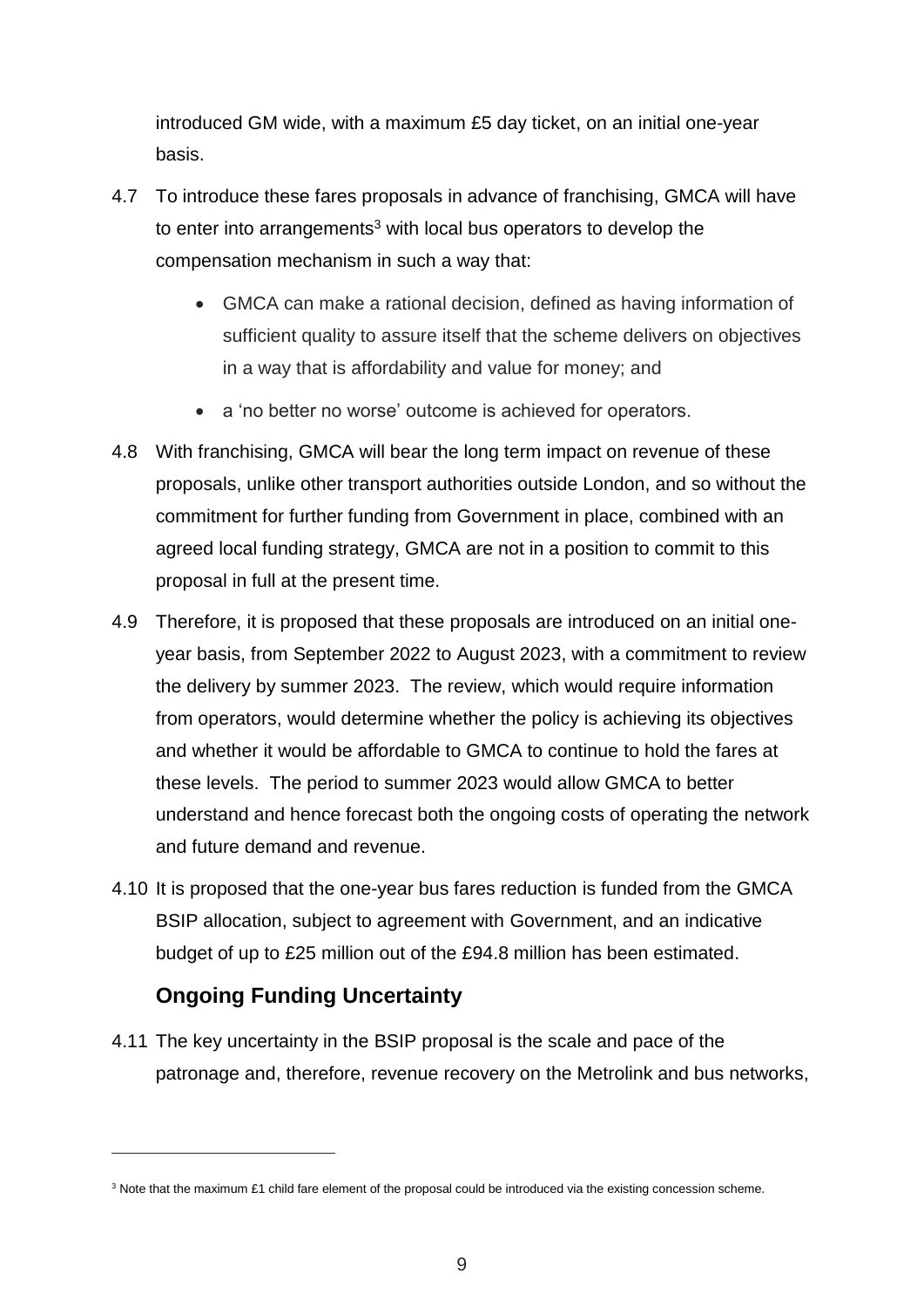introduced GM wide, with a maximum £5 day ticket, on an initial one-year basis.

4.7 To introduce these fares proposals in advance of franchising, GMCA will have to enter into arrangements[3] with local bus operators to develop the compensation mechanism in such a way that:

- GMCA can make a rational decision, defined as having information of sufficient quality to assure itself that the scheme delivers on objectives in a way that is affordability and value for money; and
- a 'no better no worse' outcome is achieved for operators.

4.8 With franchising, GMCA will bear the long term impact on revenue of these proposals, unlike other transport authorities outside London, and so without the commitment for further funding from Government in place, combined with an agreed local funding strategy, GMCA are not in a position to commit to this proposal in full at the present time.

4.9 Therefore, it is proposed that these proposals are introduced on an initial one-year basis, from September 2022 to August 2023, with a commitment to review the delivery by summer 2023. The review, which would require information from operators, would determine whether the policy is achieving its objectives and whether it would be affordable to GMCA to continue to hold the fares at these levels. The period to summer 2023 would allow GMCA to better understand and hence forecast both the ongoing costs of operating the network and future demand and revenue.

4.10 It is proposed that the one-year bus fares reduction is funded from the GMCA BSIP allocation, subject to agreement with Government, and an indicative budget of up to £25 million out of the £94.8 million has been estimated.

## Ongoing Funding Uncertainty

4.11 The key uncertainty in the BSIP proposal is the scale and pace of the patronage and, therefore, revenue recovery on the Metrolink and bus networks,

[3] Note that the maximum £1 child fare element of the proposal could be introduced via the existing concession scheme.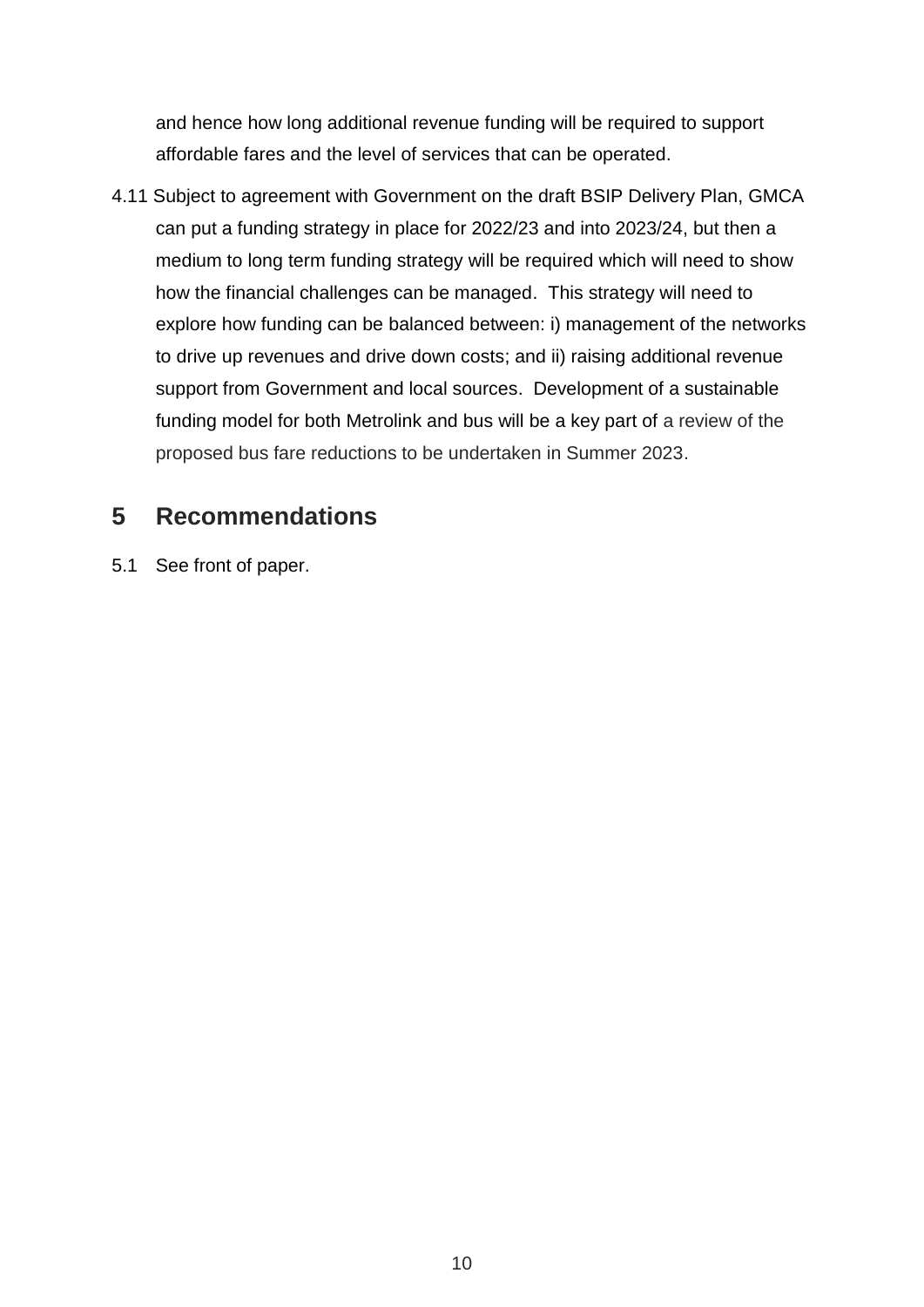and hence how long additional revenue funding will be required to support affordable fares and the level of services that can be operated.

4.11 Subject to agreement with Government on the draft BSIP Delivery Plan, GMCA can put a funding strategy in place for 2022/23 and into 2023/24, but then a medium to long term funding strategy will be required which will need to show how the financial challenges can be managed. This strategy will need to explore how funding can be balanced between: i) management of the networks to drive up revenues and drive down costs; and ii) raising additional revenue support from Government and local sources. Development of a sustainable funding model for both Metrolink and bus will be a key part of a review of the proposed bus fare reductions to be undertaken in Summer 2023.

## 5 Recommendations

5.1 See front of paper.